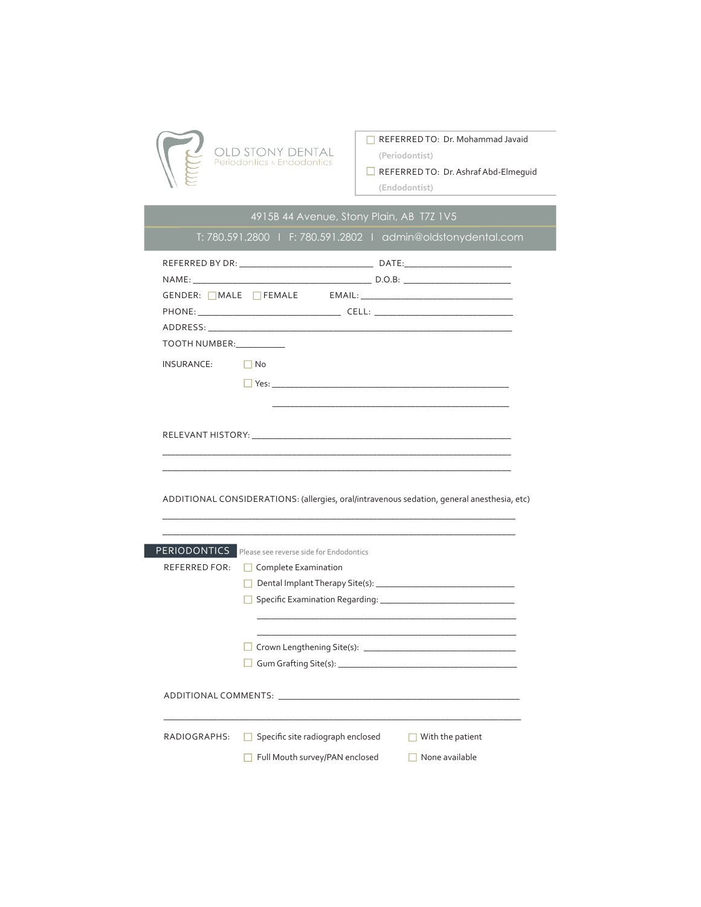# OLD STONY DENTAL

Periodontics & Endodontics

- ☐ REFERRED TO: Dr. Mohammad Javaid (Periodontist)
- ☐ REFERRED TO: Dr. Ashraf Abd-Elmeguid (Endodontist)

4915B 44 Avenue, Stony Plain, AB T7Z 1V5

T: 780.591.2800 | F: 780.591.2802 | admin@oldstonydental.com

REFERRED BY DR: ____________________________ DATE: ______________________

NAME: _____________________________________ D.O.B: ______________________

GENDER: ☐ MALE ☐ FEMALE EMAIL: _________________________________

PHONE: ______________________________ CELL: _____________________________

ADDRESS: __________________________________________________________________

TOOTH NUMBER: __________

INSURANCE:

- ☐ No
- ☐ Yes: ___________________________________________________

___________________________________________________

RELEVANT HISTORY: __________________________________________________________

__________________________________________________________________________

__________________________________________________________________________

ADDITIONAL CONSIDERATIONS: (allergies, oral/intravenous sedation, general anesthesia, etc)

__________________________________________________________________________

__________________________________________________________________________

## PERIODONTICS

Please see reverse side for Endodontics

REFERRED FOR:

- ☐ Complete Examination
- ☐ Dental Implant Therapy Site(s): ______________________________
- ☐ Specific Examination Regarding: ______________________________

  _________________________________________________________

  _________________________________________________________
- ☐ Crown Lengthening Site(s): ________________________________
- ☐ Gum Grafting Site(s): ____________________________________

ADDITIONAL COMMENTS: ___________________________________________________

__________________________________________________________________________

RADIOGRAPHS:

- ☐ Specific site radiograph enclosed
- ☐ With the patient
- ☐ Full Mouth survey/PAN enclosed
- ☐ None available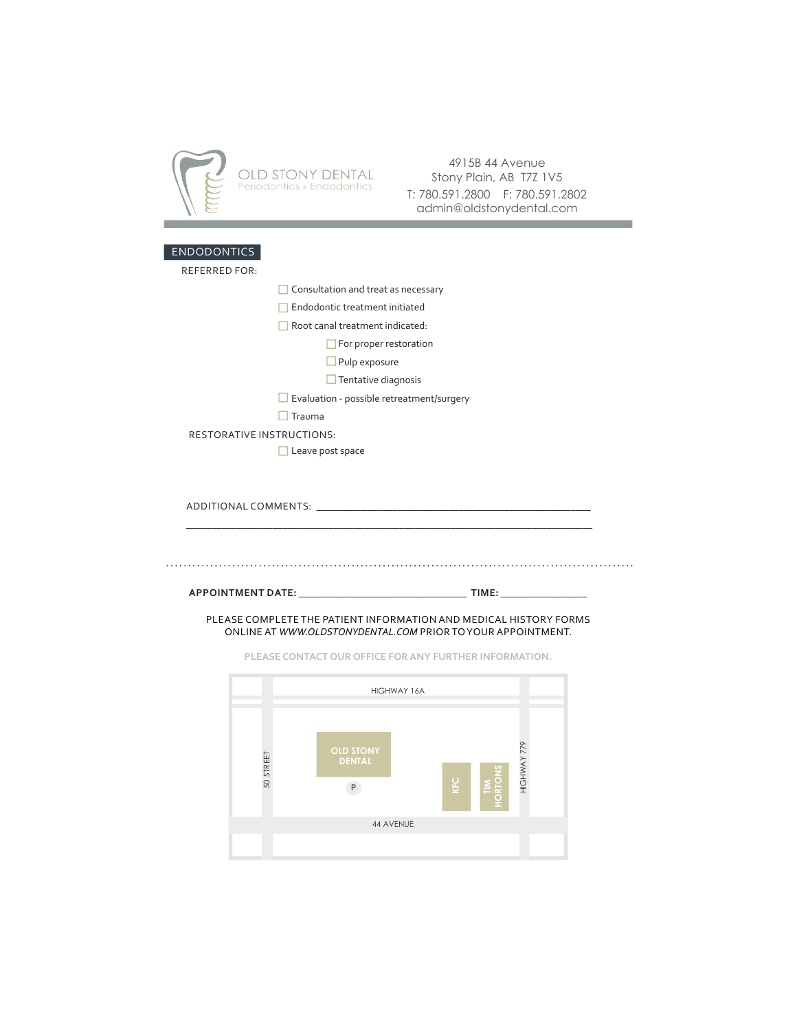OLD STONY DENTAL
Periodontics & Endodontics

4915B 44 Avenue
Stony Plain, AB T7Z 1V5
T: 780.591.2800 F: 780.591.2802
admin@oldstonydental.com

## ENDODONTICS

REFERRED FOR:

- ☐ Consultation and treat as necessary
- ☐ Endodontic treatment initiated
- ☐ Root canal treatment indicated:
  - ☐ For proper restoration
  - ☐ Pulp exposure
  - ☐ Tentative diagnosis
- ☐ Evaluation - possible retreatment/surgery
- ☐ Trauma

RESTORATIVE INSTRUCTIONS:

- ☐ Leave post space

ADDITIONAL COMMENTS: ____________________________________________________

______________________________________________________________________

**APPOINTMENT DATE:** ______________________________ **TIME:** _______________

PLEASE COMPLETE THE PATIENT INFORMATION AND MEDICAL HISTORY FORMS ONLINE AT *WWW.OLDSTONYDENTAL.COM* PRIOR TO YOUR APPOINTMENT.

PLEASE CONTACT OUR OFFICE FOR ANY FURTHER INFORMATION.

HIGHWAY 16A
50 STREET
OLD STONY DENTAL
P
KFC
TIM HORTONS
HIGHWAY 779
44 AVENUE